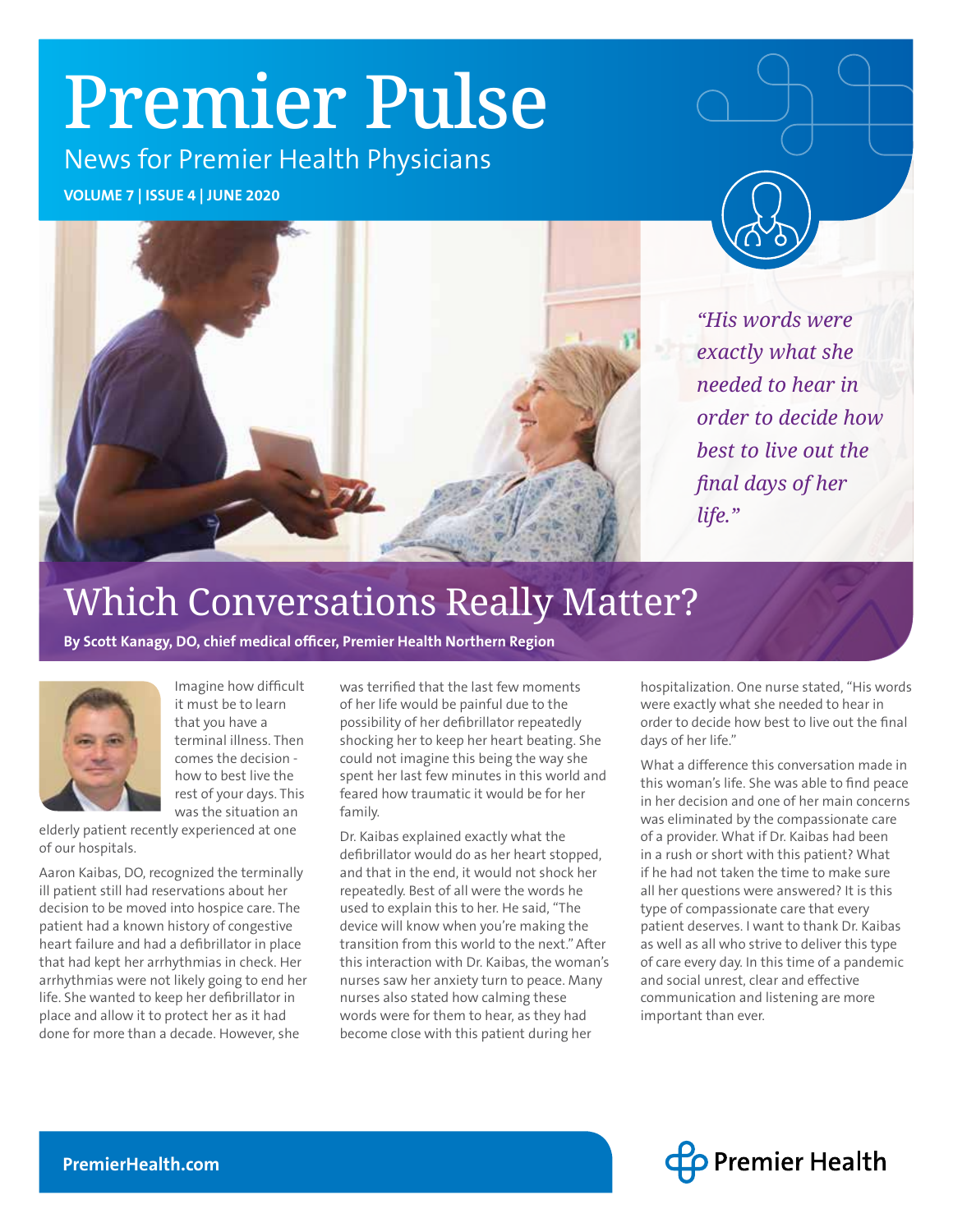# Premier Pulse

News for Premier Health Physicians

**VOLUME 7 | ISSUE 4 | JUNE 2020**

*"His words were exactly what she needed to hear in order to decide how best to live out the final days of her life."*

## Which Conversations Really Matter?

**By Scott Kanagy, DO, chief medical officer, Premier Health Northern Region**

Imagine how difficult it must be to learn that you have a terminal illness. Then comes the decision - how to best live the rest of your days. This was the situation an elderly patient recently experienced at one of our hospitals.

Aaron Kaibas, DO, recognized the terminally ill patient still had reservations about her decision to be moved into hospice care. The patient had a known history of congestive heart failure and had a defibrillator in place that had kept her arrhythmias in check. Her arrhythmias were not likely going to end her life. She wanted to keep her defibrillator in place and allow it to protect her as it had done for more than a decade. However, she was terrified that the last few moments of her life would be painful due to the possibility of her defibrillator repeatedly shocking her to keep her heart beating. She could not imagine this being the way she spent her last few minutes in this world and feared how traumatic it would be for her family.

Dr. Kaibas explained exactly what the defibrillator would do as her heart stopped, and that in the end, it would not shock her repeatedly. Best of all were the words he used to explain this to her. He said, "The device will know when you're making the transition from this world to the next." After this interaction with Dr. Kaibas, the woman's nurses saw her anxiety turn to peace. Many nurses also stated how calming these words were for them to hear, as they had become close with this patient during her hospitalization. One nurse stated, "His words were exactly what she needed to hear in order to decide how best to live out the final days of her life."

What a difference this conversation made in this woman's life. She was able to find peace in her decision and one of her main concerns was eliminated by the compassionate care of a provider. What if Dr. Kaibas had been in a rush or short with this patient? What if he had not taken the time to make sure all her questions were answered? It is this type of compassionate care that every patient deserves. I want to thank Dr. Kaibas as well as all who strive to deliver this type of care every day. In this time of a pandemic and social unrest, clear and effective communication and listening are more important than ever.

PremierHealth.com

Premier Health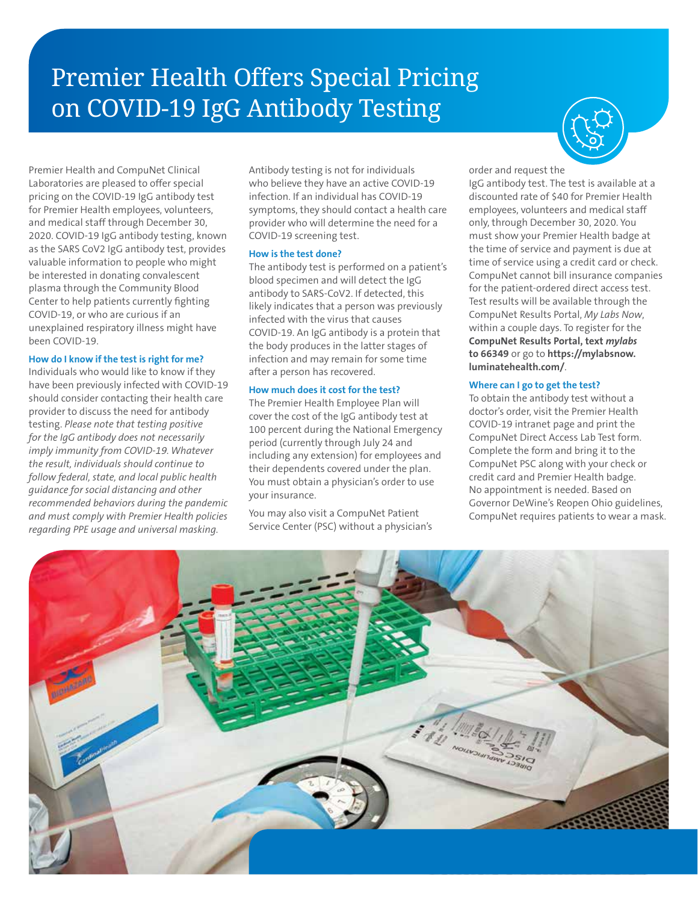# Premier Health Offers Special Pricing on COVID-19 IgG Antibody Testing

Premier Health and CompuNet Clinical Laboratories are pleased to offer special pricing on the COVID-19 IgG antibody test for Premier Health employees, volunteers, and medical staff through December 30, 2020. COVID-19 IgG antibody testing, known as the SARS CoV2 IgG antibody test, provides valuable information to people who might be interested in donating convalescent plasma through the Community Blood Center to help patients currently fighting COVID-19, or who are curious if an unexplained respiratory illness might have been COVID-19.

### How do I know if the test is right for me?

Individuals who would like to know if they have been previously infected with COVID-19 should consider contacting their health care provider to discuss the need for antibody testing. *Please note that testing positive for the IgG antibody does not necessarily imply immunity from COVID-19. Whatever the result, individuals should continue to follow federal, state, and local public health guidance for social distancing and other recommended behaviors during the pandemic and must comply with Premier Health policies regarding PPE usage and universal masking.*

Antibody testing is not for individuals who believe they have an active COVID-19 infection. If an individual has COVID-19 symptoms, they should contact a health care provider who will determine the need for a COVID-19 screening test.

### How is the test done?

The antibody test is performed on a patient's blood specimen and will detect the IgG antibody to SARS-CoV2. If detected, this likely indicates that a person was previously infected with the virus that causes COVID-19. An IgG antibody is a protein that the body produces in the latter stages of infection and may remain for some time after a person has recovered.

### How much does it cost for the test?

The Premier Health Employee Plan will cover the cost of the IgG antibody test at 100 percent during the National Emergency period (currently through July 24 and including any extension) for employees and their dependents covered under the plan. You must obtain a physician's order to use your insurance.

You may also visit a CompuNet Patient Service Center (PSC) without a physician's order and request the IgG antibody test. The test is available at a discounted rate of $40 for Premier Health employees, volunteers and medical staff only, through December 30, 2020. You must show your Premier Health badge at the time of service and payment is due at time of service using a credit card or check. CompuNet cannot bill insurance companies for the patient-ordered direct access test. Test results will be available through the CompuNet Results Portal, *My Labs Now*, within a couple days. To register for the **CompuNet Results Portal, text *mylabs* to 66349** or go to **https://mylabsnow.luminatehealth.com/**.

### Where can I go to get the test?

To obtain the antibody test without a doctor's order, visit the Premier Health COVID-19 intranet page and print the CompuNet Direct Access Lab Test form. Complete the form and bring it to the CompuNet PSC along with your check or credit card and Premier Health badge. No appointment is needed. Based on Governor DeWine's Reopen Ohio guidelines, CompuNet requires patients to wear a mask.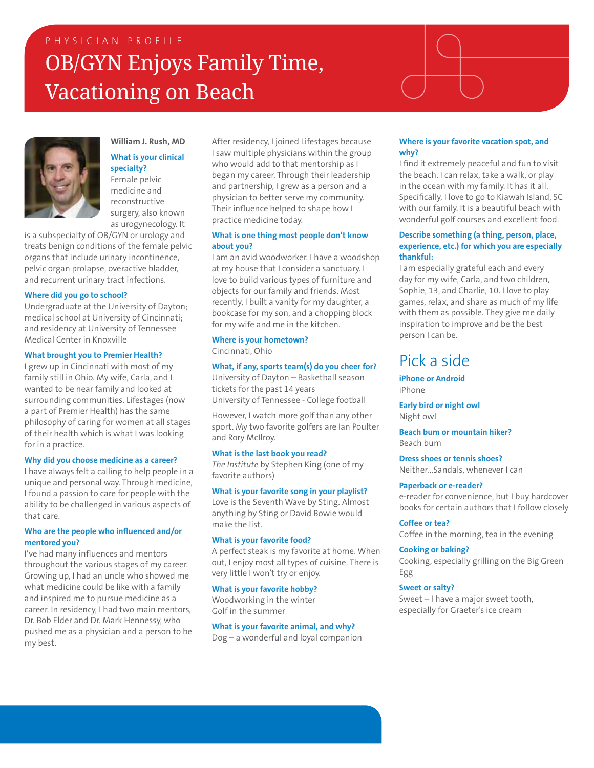PHYSICIAN PROFILE

# OB/GYN Enjoys Family Time, Vacationing on Beach

**William J. Rush, MD**

### What is your clinical specialty?

Female pelvic medicine and reconstructive surgery, also known as urogynecology. It is a subspecialty of OB/GYN or urology and treats benign conditions of the female pelvic organs that include urinary incontinence, pelvic organ prolapse, overactive bladder, and recurrent urinary tract infections.

### Where did you go to school?

Undergraduate at the University of Dayton; medical school at University of Cincinnati; and residency at University of Tennessee Medical Center in Knoxville

### What brought you to Premier Health?

I grew up in Cincinnati with most of my family still in Ohio. My wife, Carla, and I wanted to be near family and looked at surrounding communities. Lifestages (now a part of Premier Health) has the same philosophy of caring for women at all stages of their health which is what I was looking for in a practice.

### Why did you choose medicine as a career?

I have always felt a calling to help people in a unique and personal way. Through medicine, I found a passion to care for people with the ability to be challenged in various aspects of that care.

### Who are the people who influenced and/or mentored you?

I've had many influences and mentors throughout the various stages of my career. Growing up, I had an uncle who showed me what medicine could be like with a family and inspired me to pursue medicine as a career. In residency, I had two main mentors, Dr. Bob Elder and Dr. Mark Hennessy, who pushed me as a physician and a person to be my best.

After residency, I joined Lifestages because I saw multiple physicians within the group who would add to that mentorship as I began my career. Through their leadership and partnership, I grew as a person and a physician to better serve my community. Their influence helped to shape how I practice medicine today.

### What is one thing most people don't know about you?

I am an avid woodworker. I have a woodshop at my house that I consider a sanctuary. I love to build various types of furniture and objects for our family and friends. Most recently, I built a vanity for my daughter, a bookcase for my son, and a chopping block for my wife and me in the kitchen.

### Where is your hometown?

Cincinnati, Ohio

### What, if any, sports team(s) do you cheer for?

University of Dayton – Basketball season tickets for the past 14 years
University of Tennessee - College football

However, I watch more golf than any other sport. My two favorite golfers are Ian Poulter and Rory McIlroy.

### What is the last book you read?

*The Institute* by Stephen King (one of my favorite authors)

### What is your favorite song in your playlist?

Love is the Seventh Wave by Sting. Almost anything by Sting or David Bowie would make the list.

### What is your favorite food?

A perfect steak is my favorite at home. When out, I enjoy most all types of cuisine. There is very little I won't try or enjoy.

### What is your favorite hobby?

Woodworking in the winter
Golf in the summer

### What is your favorite animal, and why?

Dog – a wonderful and loyal companion

### Where is your favorite vacation spot, and why?

I find it extremely peaceful and fun to visit the beach. I can relax, take a walk, or play in the ocean with my family. It has it all. Specifically, I love to go to Kiawah Island, SC with our family. It is a beautiful beach with wonderful golf courses and excellent food.

### Describe something (a thing, person, place, experience, etc.) for which you are especially thankful:

I am especially grateful each and every day for my wife, Carla, and two children, Sophie, 13, and Charlie, 10. I love to play games, relax, and share as much of my life with them as possible. They give me daily inspiration to improve and be the best person I can be.

## Pick a side

**iPhone or Android**
iPhone

**Early bird or night owl**
Night owl

**Beach bum or mountain hiker?**
Beach bum

**Dress shoes or tennis shoes?**
Neither...Sandals, whenever I can

**Paperback or e-reader?**
e-reader for convenience, but I buy hardcover books for certain authors that I follow closely

**Coffee or tea?**
Coffee in the morning, tea in the evening

**Cooking or baking?**
Cooking, especially grilling on the Big Green Egg

**Sweet or salty?**
Sweet – I have a major sweet tooth, especially for Graeter's ice cream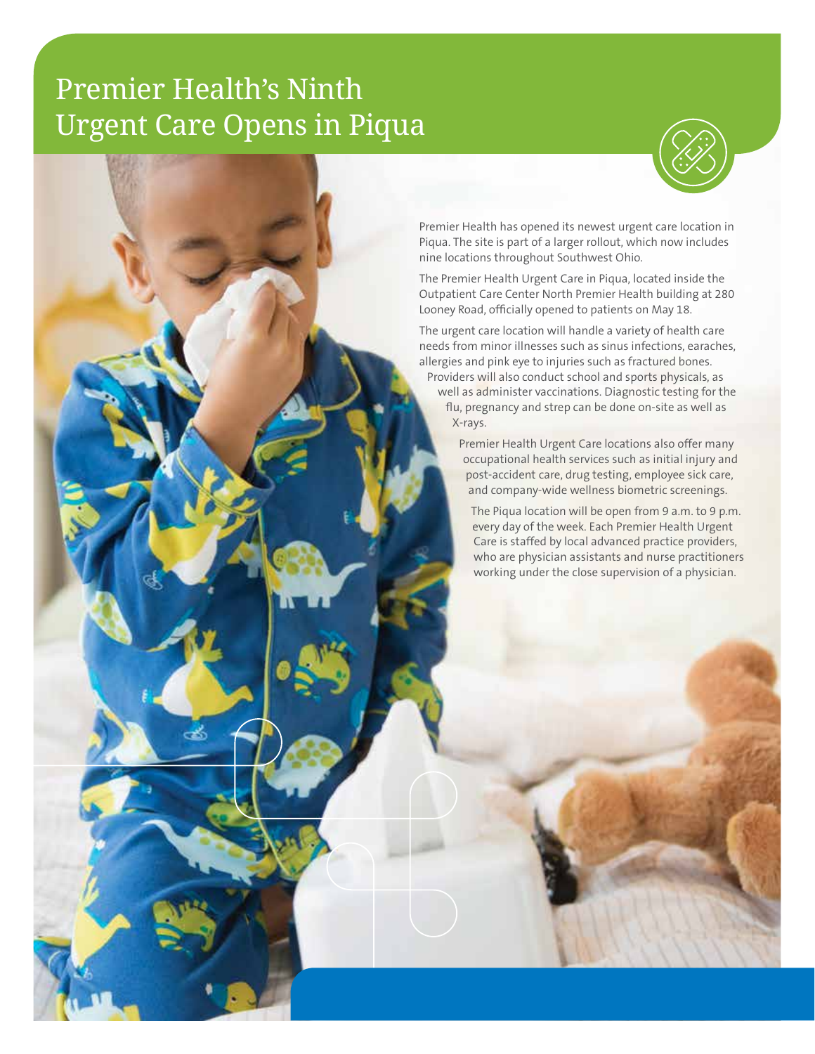# Premier Health's Ninth Urgent Care Opens in Piqua

Premier Health has opened its newest urgent care location in Piqua. The site is part of a larger rollout, which now includes nine locations throughout Southwest Ohio.

The Premier Health Urgent Care in Piqua, located inside the Outpatient Care Center North Premier Health building at 280 Looney Road, officially opened to patients on May 18.

The urgent care location will handle a variety of health care needs from minor illnesses such as sinus infections, earaches, allergies and pink eye to injuries such as fractured bones. Providers will also conduct school and sports physicals, as well as administer vaccinations. Diagnostic testing for the flu, pregnancy and strep can be done on-site as well as X-rays.

Premier Health Urgent Care locations also offer many occupational health services such as initial injury and post-accident care, drug testing, employee sick care, and company-wide wellness biometric screenings.

The Piqua location will be open from 9 a.m. to 9 p.m. every day of the week. Each Premier Health Urgent Care is staffed by local advanced practice providers, who are physician assistants and nurse practitioners working under the close supervision of a physician.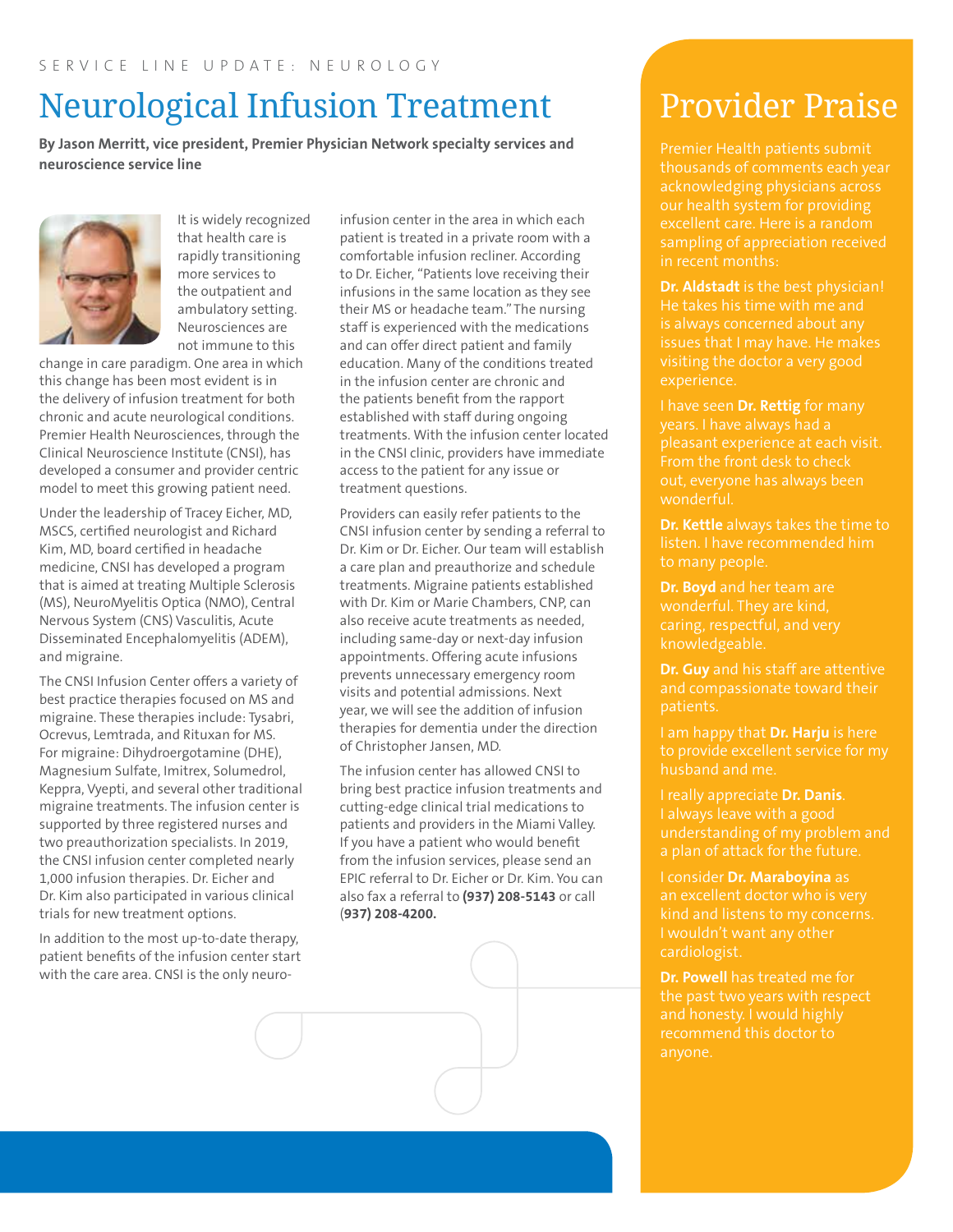SERVICE LINE UPDATE: NEUROLOGY

# Neurological Infusion Treatment

**By Jason Merritt, vice president, Premier Physician Network specialty services and neuroscience service line**

It is widely recognized that health care is rapidly transitioning more services to the outpatient and ambulatory setting. Neurosciences are not immune to this change in care paradigm. One area in which this change has been most evident is in the delivery of infusion treatment for both chronic and acute neurological conditions. Premier Health Neurosciences, through the Clinical Neuroscience Institute (CNSI), has developed a consumer and provider centric model to meet this growing patient need.

Under the leadership of Tracey Eicher, MD, MSCS, certified neurologist and Richard Kim, MD, board certified in headache medicine, CNSI has developed a program that is aimed at treating Multiple Sclerosis (MS), NeuroMyelitis Optica (NMO), Central Nervous System (CNS) Vasculitis, Acute Disseminated Encephalomyelitis (ADEM), and migraine.

The CNSI Infusion Center offers a variety of best practice therapies focused on MS and migraine. These therapies include: Tysabri, Ocrevus, Lemtrada, and Rituxan for MS. For migraine: Dihydroergotamine (DHE), Magnesium Sulfate, Imitrex, Solumedrol, Keppra, Vyepti, and several other traditional migraine treatments. The infusion center is supported by three registered nurses and two preauthorization specialists. In 2019, the CNSI infusion center completed nearly 1,000 infusion therapies. Dr. Eicher and Dr. Kim also participated in various clinical trials for new treatment options.

In addition to the most up-to-date therapy, patient benefits of the infusion center start with the care area. CNSI is the only neuro-infusion center in the area in which each patient is treated in a private room with a comfortable infusion recliner. According to Dr. Eicher, "Patients love receiving their infusions in the same location as they see their MS or headache team." The nursing staff is experienced with the medications and can offer direct patient and family education. Many of the conditions treated in the infusion center are chronic and the patients benefit from the rapport established with staff during ongoing treatments. With the infusion center located in the CNSI clinic, providers have immediate access to the patient for any issue or treatment questions.

Providers can easily refer patients to the CNSI infusion center by sending a referral to Dr. Kim or Dr. Eicher. Our team will establish a care plan and preauthorize and schedule treatments. Migraine patients established with Dr. Kim or Marie Chambers, CNP, can also receive acute treatments as needed, including same-day or next-day infusion appointments. Offering acute infusions prevents unnecessary emergency room visits and potential admissions. Next year, we will see the addition of infusion therapies for dementia under the direction of Christopher Jansen, MD.

The infusion center has allowed CNSI to bring best practice infusion treatments and cutting-edge clinical trial medications to patients and providers in the Miami Valley. If you have a patient who would benefit from the infusion services, please send an EPIC referral to Dr. Eicher or Dr. Kim. You can also fax a referral to **(937) 208-5143** or call **(937) 208-4200.**

# Provider Praise

Premier Health patients submit thousands of comments each year acknowledging physicians across our health system for providing excellent care. Here is a random sampling of appreciation received in recent months:

**Dr. Aldstadt** is the best physician! He takes his time with me and is always concerned about any issues that I may have. He makes visiting the doctor a very good experience.

I have seen **Dr. Rettig** for many years. I have always had a pleasant experience at each visit. From the front desk to check out, everyone has always been wonderful.

**Dr. Kettle** always takes the time to listen. I have recommended him to many people.

**Dr. Boyd** and her team are wonderful. They are kind, caring, respectful, and very knowledgeable.

**Dr. Guy** and his staff are attentive and compassionate toward their patients.

I am happy that **Dr. Harju** is here to provide excellent service for my husband and me.

I really appreciate **Dr. Danis**. I always leave with a good understanding of my problem and a plan of attack for the future.

I consider **Dr. Maraboyina** as an excellent doctor who is very kind and listens to my concerns. I wouldn't want any other cardiologist.

**Dr. Powell** has treated me for the past two years with respect and honesty. I would highly recommend this doctor to anyone.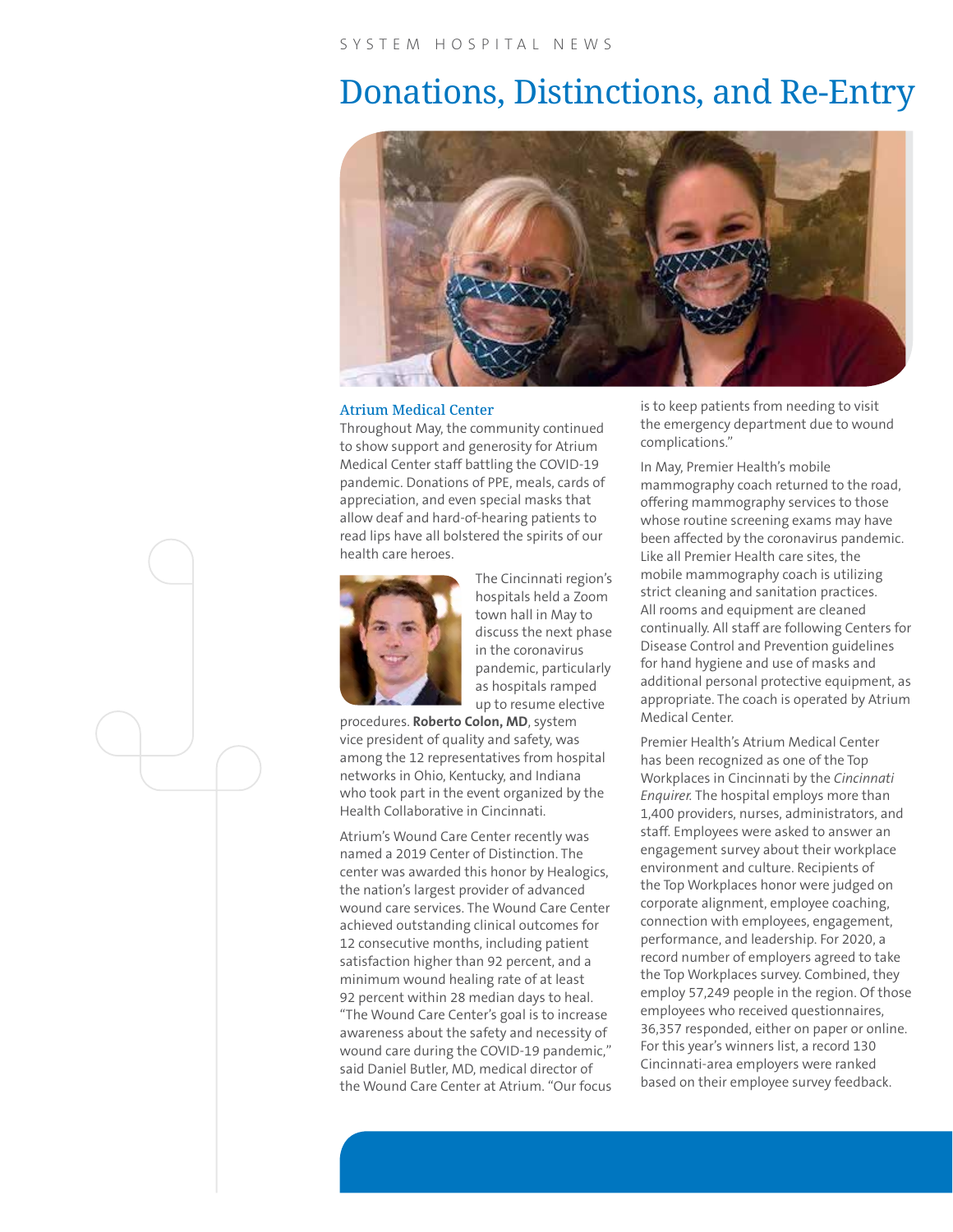SYSTEM HOSPITAL NEWS

# Donations, Distinctions, and Re-Entry

## Atrium Medical Center

Throughout May, the community continued to show support and generosity for Atrium Medical Center staff battling the COVID-19 pandemic. Donations of PPE, meals, cards of appreciation, and even special masks that allow deaf and hard-of-hearing patients to read lips have all bolstered the spirits of our health care heroes.

The Cincinnati region's hospitals held a Zoom town hall in May to discuss the next phase in the coronavirus pandemic, particularly as hospitals ramped up to resume elective procedures. **Roberto Colon, MD**, system vice president of quality and safety, was among the 12 representatives from hospital networks in Ohio, Kentucky, and Indiana who took part in the event organized by the Health Collaborative in Cincinnati.

Atrium's Wound Care Center recently was named a 2019 Center of Distinction. The center was awarded this honor by Healogics, the nation's largest provider of advanced wound care services. The Wound Care Center achieved outstanding clinical outcomes for 12 consecutive months, including patient satisfaction higher than 92 percent, and a minimum wound healing rate of at least 92 percent within 28 median days to heal. "The Wound Care Center's goal is to increase awareness about the safety and necessity of wound care during the COVID-19 pandemic," said Daniel Butler, MD, medical director of the Wound Care Center at Atrium. "Our focus is to keep patients from needing to visit the emergency department due to wound complications."

In May, Premier Health's mobile mammography coach returned to the road, offering mammography services to those whose routine screening exams may have been affected by the coronavirus pandemic. Like all Premier Health care sites, the mobile mammography coach is utilizing strict cleaning and sanitation practices. All rooms and equipment are cleaned continually. All staff are following Centers for Disease Control and Prevention guidelines for hand hygiene and use of masks and additional personal protective equipment, as appropriate. The coach is operated by Atrium Medical Center.

Premier Health's Atrium Medical Center has been recognized as one of the Top Workplaces in Cincinnati by the *Cincinnati Enquirer.* The hospital employs more than 1,400 providers, nurses, administrators, and staff. Employees were asked to answer an engagement survey about their workplace environment and culture. Recipients of the Top Workplaces honor were judged on corporate alignment, employee coaching, connection with employees, engagement, performance, and leadership. For 2020, a record number of employers agreed to take the Top Workplaces survey. Combined, they employ 57,249 people in the region. Of those employees who received questionnaires, 36,357 responded, either on paper or online. For this year's winners list, a record 130 Cincinnati-area employers were ranked based on their employee survey feedback.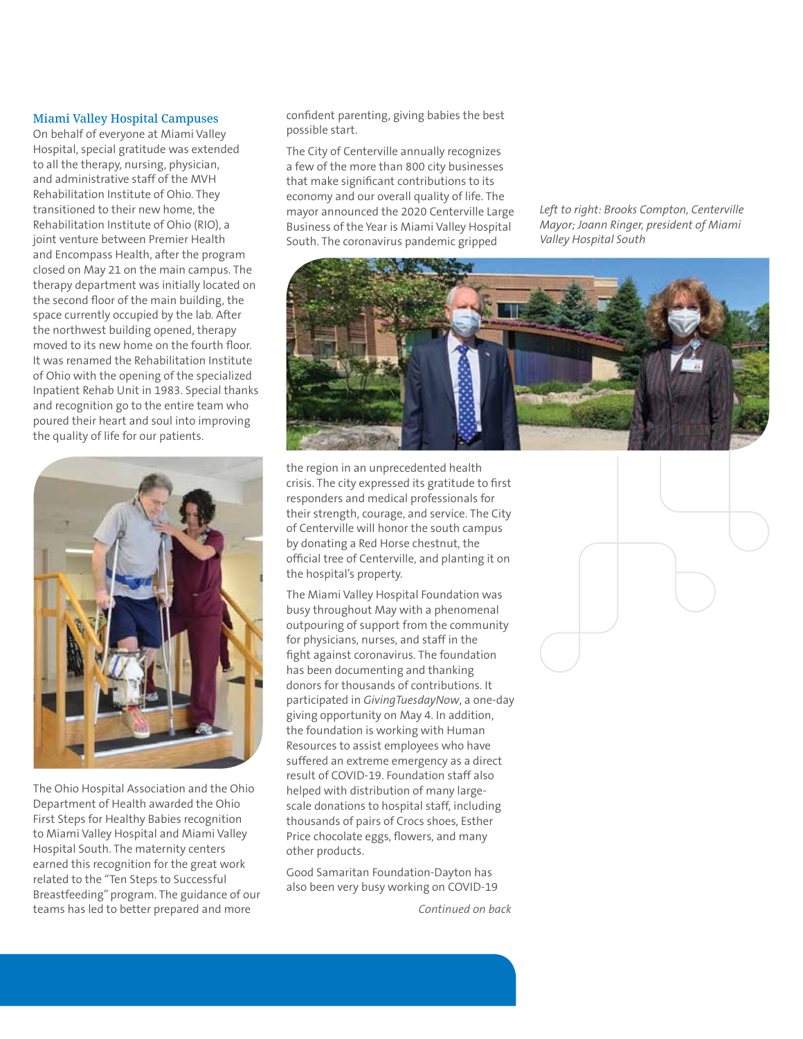### Miami Valley Hospital Campuses

On behalf of everyone at Miami Valley Hospital, special gratitude was extended to all the therapy, nursing, physician, and administrative staff of the MVH Rehabilitation Institute of Ohio. They transitioned to their new home, the Rehabilitation Institute of Ohio (RIO), a joint venture between Premier Health and Encompass Health, after the program closed on May 21 on the main campus. The therapy department was initially located on the second floor of the main building, the space currently occupied by the lab. After the northwest building opened, therapy moved to its new home on the fourth floor. It was renamed the Rehabilitation Institute of Ohio with the opening of the specialized Inpatient Rehab Unit in 1983. Special thanks and recognition go to the entire team who poured their heart and soul into improving the quality of life for our patients.

The Ohio Hospital Association and the Ohio Department of Health awarded the Ohio First Steps for Healthy Babies recognition to Miami Valley Hospital and Miami Valley Hospital South. The maternity centers earned this recognition for the great work related to the "Ten Steps to Successful Breastfeeding" program. The guidance of our teams has led to better prepared and more confident parenting, giving babies the best possible start.

The City of Centerville annually recognizes a few of the more than 800 city businesses that make significant contributions to its economy and our overall quality of life. The mayor announced the 2020 Centerville Large Business of the Year is Miami Valley Hospital South. The coronavirus pandemic gripped the region in an unprecedented health crisis. The city expressed its gratitude to first responders and medical professionals for their strength, courage, and service. The City of Centerville will honor the south campus by donating a Red Horse chestnut, the official tree of Centerville, and planting it on the hospital's property.

*Left to right: Brooks Compton, Centerville Mayor; Joann Ringer, president of Miami Valley Hospital South*

The Miami Valley Hospital Foundation was busy throughout May with a phenomenal outpouring of support from the community for physicians, nurses, and staff in the fight against coronavirus. The foundation has been documenting and thanking donors for thousands of contributions. It participated in *GivingTuesdayNow*, a one-day giving opportunity on May 4. In addition, the foundation is working with Human Resources to assist employees who have suffered an extreme emergency as a direct result of COVID-19. Foundation staff also helped with distribution of many large-scale donations to hospital staff, including thousands of pairs of Crocs shoes, Esther Price chocolate eggs, flowers, and many other products.

Good Samaritan Foundation-Dayton has also been very busy working on COVID-19

*Continued on back*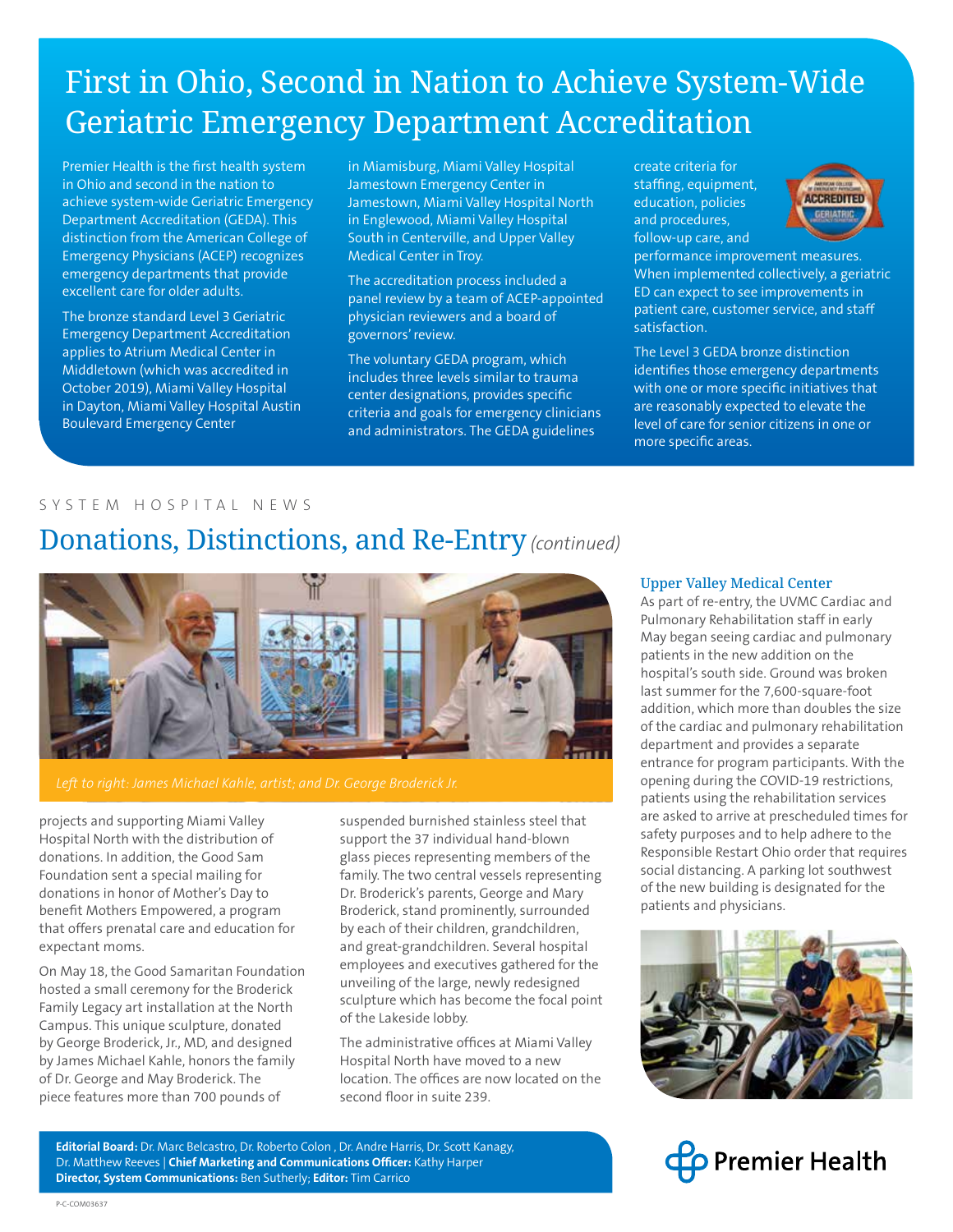# First in Ohio, Second in Nation to Achieve System-Wide Geriatric Emergency Department Accreditation

Premier Health is the first health system in Ohio and second in the nation to achieve system-wide Geriatric Emergency Department Accreditation (GEDA). This distinction from the American College of Emergency Physicians (ACEP) recognizes emergency departments that provide excellent care for older adults.

The bronze standard Level 3 Geriatric Emergency Department Accreditation applies to Atrium Medical Center in Middletown (which was accredited in October 2019), Miami Valley Hospital in Dayton, Miami Valley Hospital Austin Boulevard Emergency Center in Miamisburg, Miami Valley Hospital Jamestown Emergency Center in Jamestown, Miami Valley Hospital North in Englewood, Miami Valley Hospital South in Centerville, and Upper Valley Medical Center in Troy.

The accreditation process included a panel review by a team of ACEP-appointed physician reviewers and a board of governors' review.

The voluntary GEDA program, which includes three levels similar to trauma center designations, provides specific criteria and goals for emergency clinicians and administrators. The GEDA guidelines create criteria for staffing, equipment, education, policies and procedures, follow-up care, and performance improvement measures. When implemented collectively, a geriatric ED can expect to see improvements in patient care, customer service, and staff satisfaction.

The Level 3 GEDA bronze distinction identifies those emergency departments with one or more specific initiatives that are reasonably expected to elevate the level of care for senior citizens in one or more specific areas.

SYSTEM HOSPITAL NEWS

## Donations, Distinctions, and Re-Entry *(continued)*

*Left to right: James Michael Kahle, artist; and Dr. George Broderick Jr.*

projects and supporting Miami Valley Hospital North with the distribution of donations. In addition, the Good Sam Foundation sent a special mailing for donations in honor of Mother's Day to benefit Mothers Empowered, a program that offers prenatal care and education for expectant moms.

On May 18, the Good Samaritan Foundation hosted a small ceremony for the Broderick Family Legacy art installation at the North Campus. This unique sculpture, donated by George Broderick, Jr., MD, and designed by James Michael Kahle, honors the family of Dr. George and May Broderick. The piece features more than 700 pounds of suspended burnished stainless steel that support the 37 individual hand-blown glass pieces representing members of the family. The two central vessels representing Dr. Broderick's parents, George and Mary Broderick, stand prominently, surrounded by each of their children, grandchildren, and great-grandchildren. Several hospital employees and executives gathered for the unveiling of the large, newly redesigned sculpture which has become the focal point of the Lakeside lobby.

The administrative offices at Miami Valley Hospital North have moved to a new location. The offices are now located on the second floor in suite 239.

### Upper Valley Medical Center

As part of re-entry, the UVMC Cardiac and Pulmonary Rehabilitation staff in early May began seeing cardiac and pulmonary patients in the new addition on the hospital's south side. Ground was broken last summer for the 7,600-square-foot addition, which more than doubles the size of the cardiac and pulmonary rehabilitation department and provides a separate entrance for program participants. With the opening during the COVID-19 restrictions, patients using the rehabilitation services are asked to arrive at prescheduled times for safety purposes and to help adhere to the Responsible Restart Ohio order that requires social distancing. A parking lot southwest of the new building is designated for the patients and physicians.

**Editorial Board:** Dr. Marc Belcastro, Dr. Roberto Colon , Dr. Andre Harris, Dr. Scott Kanagy, Dr. Matthew Reeves | **Chief Marketing and Communications Officer:** Kathy Harper
**Director, System Communications:** Ben Sutherly; **Editor:** Tim Carrico

Premier Health

P-C-COM03637